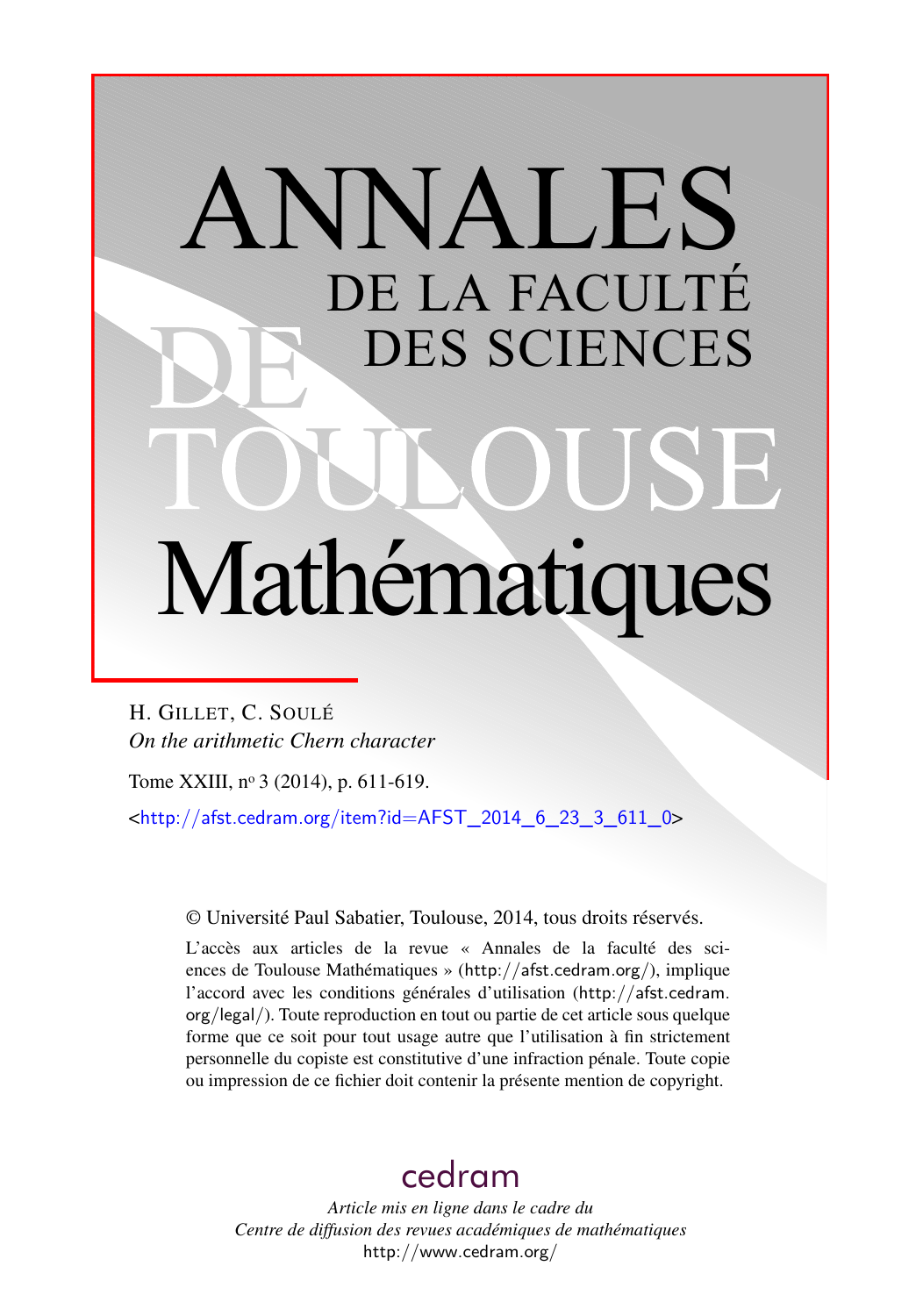# ANNALES DE LA FACULTÉ DES SCIENCES DE TOULOUSE Mathématiques

H. GILLET, C. SOULÉ

*On the arithmetic Chern character*

Tome XXIII, nº 3 (2014), p. 611-619.

<http://afst.cedram.org/item?id=AFST_2014_6_23_3_611_0>

© Université Paul Sabatier, Toulouse, 2014, tous droits réservés.

L'accès aux articles de la revue « Annales de la faculté des sciences de Toulouse Mathématiques » (http://afst.cedram.org/), implique l'accord avec les conditions générales d'utilisation (http://afst.cedram.org/legal/). Toute reproduction en tout ou partie de cet article sous quelque forme que ce soit pour tout usage autre que l'utilisation à fin strictement personnelle du copiste est constitutive d'une infraction pénale. Toute copie ou impression de ce fichier doit contenir la présente mention de copyright.

cedram

*Article mis en ligne dans le cadre du*
*Centre de diffusion des revues académiques de mathématiques*
http://www.cedram.org/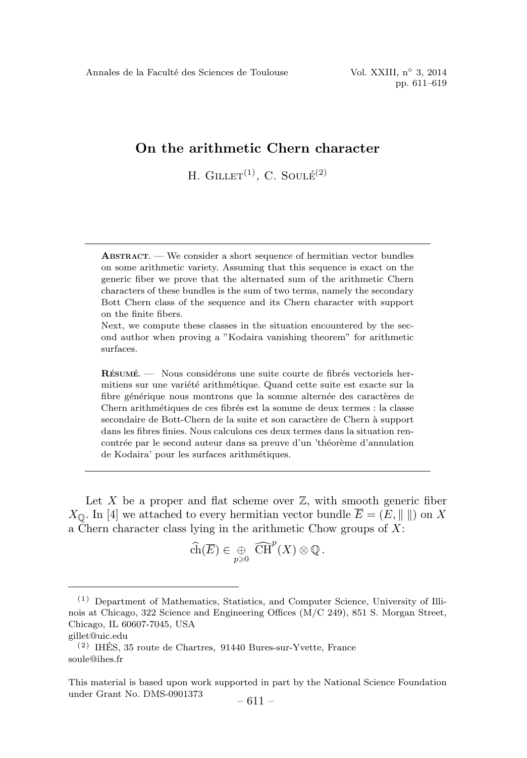# On the arithmetic Chern character

H. Gillet[1], C. Soulé[2]

**Abstract.** — We consider a short sequence of hermitian vector bundles on some arithmetic variety. Assuming that this sequence is exact on the generic fiber we prove that the alternated sum of the arithmetic Chern characters of these bundles is the sum of two terms, namely the secondary Bott Chern class of the sequence and its Chern character with support on the finite fibers.
Next, we compute these classes in the situation encountered by the second author when proving a "Kodaira vanishing theorem" for arithmetic surfaces.

**Résumé.** — Nous considérons une suite courte de fibrés vectoriels hermitiens sur une variété arithmétique. Quand cette suite est exacte sur la fibre générique nous montrons que la somme alternée des caractères de Chern arithmétiques de ces fibrés est la somme de deux termes : la classe secondaire de Bott-Chern de la suite et son caractère de Chern à support dans les fibres finies. Nous calculons ces deux termes dans la situation rencontrée par le second auteur dans sa preuve d'un 'théorème d'annulation de Kodaira' pour les surfaces arithmétiques.

Let $X$ be a proper and flat scheme over $\mathbb{Z}$, with smooth generic fiber $X_{\mathbb{Q}}$. In [4] we attached to every hermitian vector bundle $\overline{E} = (E, \| \,\|)$ on $X$ a Chern character class lying in the arithmetic Chow groups of $X$:

$$\widehat{\mathrm{ch}}(\overline{E}) \in \underset{p \geqslant 0}{\oplus} \widehat{\mathrm{CH}}^p(X) \otimes \mathbb{Q}\,.$$

---

[1] Department of Mathematics, Statistics, and Computer Science, University of Illinois at Chicago, 322 Science and Engineering Offices (M/C 249), 851 S. Morgan Street, Chicago, IL 60607-7045, USA
gillet@uic.edu

[2] IHÉS, 35 route de Chartres, 91440 Bures-sur-Yvette, France
soule@ihes.fr

This material is based upon work supported in part by the National Science Foundation under Grant No. DMS-0901373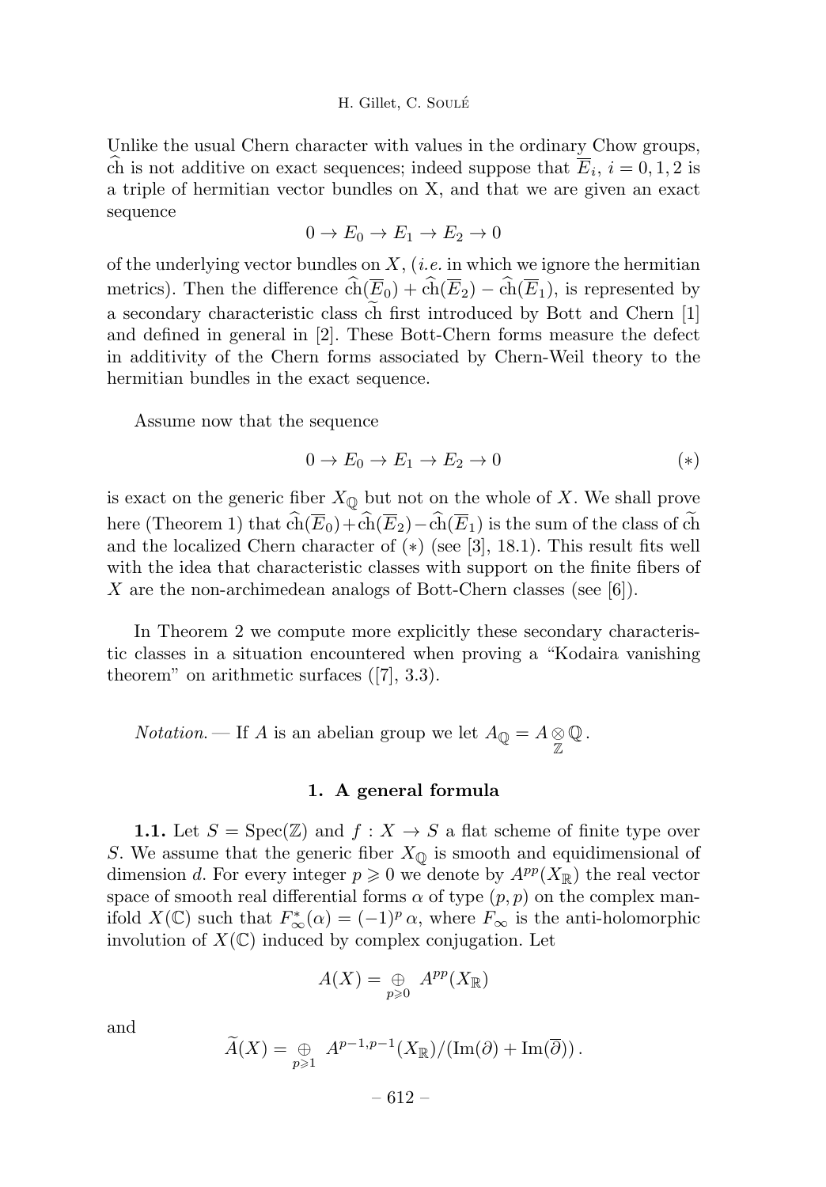Unlike the usual Chern character with values in the ordinary Chow groups, $\widehat{\mathrm{ch}}$ is not additive on exact sequences; indeed suppose that $\overline{E}_i$, $i = 0, 1, 2$ is a triple of hermitian vector bundles on X, and that we are given an exact sequence

$$0 \to E_0 \to E_1 \to E_2 \to 0$$

of the underlying vector bundles on $X$, (*i.e.* in which we ignore the hermitian metrics). Then the difference $\widehat{\mathrm{ch}}(\overline{E}_0) + \widehat{\mathrm{ch}}(\overline{E}_2) - \widehat{\mathrm{ch}}(\overline{E}_1)$, is represented by a secondary characteristic class $\widetilde{\mathrm{ch}}$ first introduced by Bott and Chern [1] and defined in general in [2]. These Bott-Chern forms measure the defect in additivity of the Chern forms associated by Chern-Weil theory to the hermitian bundles in the exact sequence.

Assume now that the sequence

$$0 \to E_0 \to E_1 \to E_2 \to 0 \tag{$*$}$$

is exact on the generic fiber $X_{\mathbb{Q}}$ but not on the whole of $X$. We shall prove here (Theorem 1) that $\widehat{\mathrm{ch}}(\overline{E}_0) + \widehat{\mathrm{ch}}(\overline{E}_2) - \widehat{\mathrm{ch}}(\overline{E}_1)$ is the sum of the class of $\widetilde{\mathrm{ch}}$ and the localized Chern character of $(*)$ (see [3], 18.1). This result fits well with the idea that characteristic classes with support on the finite fibers of $X$ are the non-archimedean analogs of Bott-Chern classes (see [6]).

In Theorem 2 we compute more explicitly these secondary characteristic classes in a situation encountered when proving a "Kodaira vanishing theorem" on arithmetic surfaces ([7], 3.3).

*Notation*. — If $A$ is an abelian group we let $A_{\mathbb{Q}} = A \underset{\mathbb{Z}}{\otimes} \mathbb{Q}$.

## 1. A general formula

**1.1.** Let $S = \mathrm{Spec}(\mathbb{Z})$ and $f : X \to S$ a flat scheme of finite type over $S$. We assume that the generic fiber $X_{\mathbb{Q}}$ is smooth and equidimensional of dimension $d$. For every integer $p \geqslant 0$ we denote by $A^{pp}(X_{\mathbb{R}})$ the real vector space of smooth real differential forms $\alpha$ of type $(p,p)$ on the complex manifold $X(\mathbb{C})$ such that $F_\infty^*(\alpha) = (-1)^p \alpha$, where $F_\infty$ is the anti-holomorphic involution of $X(\mathbb{C})$ induced by complex conjugation. Let

$$A(X) = \underset{p \geqslant 0}{\oplus} A^{pp}(X_{\mathbb{R}})$$

and

$$\widetilde{A}(X) = \underset{p \geqslant 1}{\oplus} A^{p-1,p-1}(X_{\mathbb{R}}) / (\mathrm{Im}(\partial) + \mathrm{Im}(\overline{\partial}))\,.$$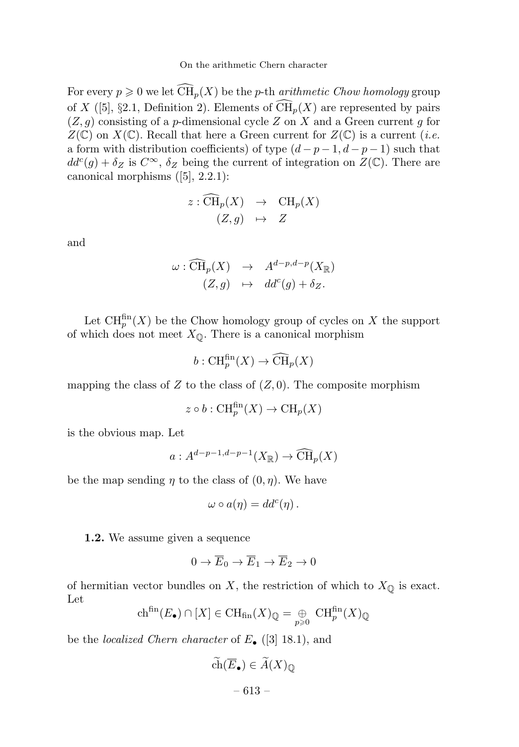For every $p \geqslant 0$ we let $\widehat{\mathrm{CH}}_p(X)$ be the $p$-th *arithmetic Chow homology* group of $X$ ([5], §2.1, Definition 2). Elements of $\widehat{\mathrm{CH}}_p(X)$ are represented by pairs $(Z, g)$ consisting of a $p$-dimensional cycle $Z$ on $X$ and a Green current $g$ for $Z(\mathbb{C})$ on $X(\mathbb{C})$. Recall that here a Green current for $Z(\mathbb{C})$ is a current (*i.e.* a form with distribution coefficients) of type $(d-p-1, d-p-1)$ such that $dd^c(g) + \delta_Z$ is $C^\infty$, $\delta_Z$ being the current of integration on $Z(\mathbb{C})$. There are canonical morphisms ([5], 2.2.1):

$$
\begin{array}{rcl}
z : \widehat{\mathrm{CH}}_p(X) & \to & \mathrm{CH}_p(X) \\
(Z, g) & \mapsto & Z
\end{array}
$$

and

$$
\begin{array}{rcl}
\omega : \widehat{\mathrm{CH}}_p(X) & \to & A^{d-p,d-p}(X_{\mathbb{R}}) \\
(Z, g) & \mapsto & dd^c(g) + \delta_Z.
\end{array}
$$

Let $\mathrm{CH}_p^{\mathrm{fin}}(X)$ be the Chow homology group of cycles on $X$ the support of which does not meet $X_{\mathbb{Q}}$. There is a canonical morphism

$$
b : \mathrm{CH}_p^{\mathrm{fin}}(X) \to \widehat{\mathrm{CH}}_p(X)
$$

mapping the class of $Z$ to the class of $(Z, 0)$. The composite morphism

$$
z \circ b : \mathrm{CH}_p^{\mathrm{fin}}(X) \to \mathrm{CH}_p(X)
$$

is the obvious map. Let

$$
a : A^{d-p-1,d-p-1}(X_{\mathbb{R}}) \to \widehat{\mathrm{CH}}_p(X)
$$

be the map sending $\eta$ to the class of $(0, \eta)$. We have

$$
\omega \circ a(\eta) = dd^c(\eta)\,.
$$

**1.2.** We assume given a sequence

$$
0 \to \overline{E}_0 \to \overline{E}_1 \to \overline{E}_2 \to 0
$$

of hermitian vector bundles on $X$, the restriction of which to $X_{\mathbb{Q}}$ is exact. Let

$$
\mathrm{ch}^{\mathrm{fin}}(E_\bullet) \cap [X] \in \mathrm{CH}_{\mathrm{fin}}(X)_{\mathbb{Q}} = \underset{p \geqslant 0}{\oplus}\ \mathrm{CH}_p^{\mathrm{fin}}(X)_{\mathbb{Q}}
$$

be the *localized Chern character* of $E_\bullet$ ([3] 18.1), and

$$
\widetilde{\mathrm{ch}}(\overline{E}_\bullet) \in \widetilde{A}(X)_{\mathbb{Q}}
$$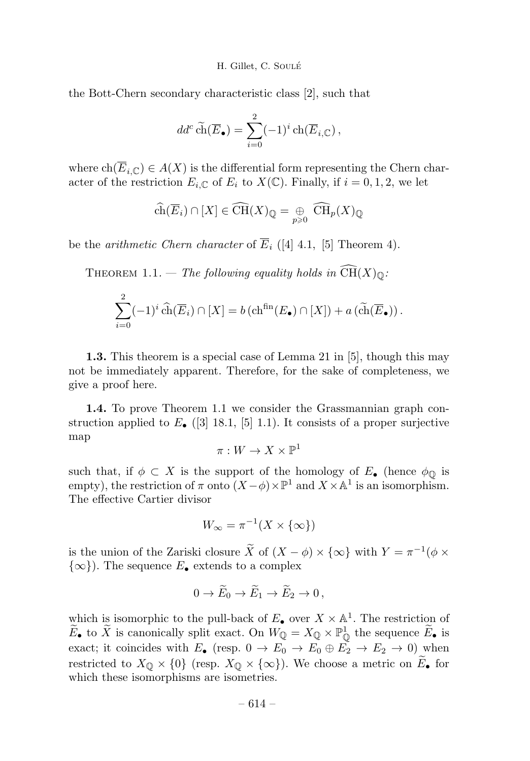the Bott-Chern secondary characteristic class [2], such that

$$dd^c\, \widetilde{\mathrm{ch}}(\overline{E}_\bullet) = \sum_{i=0}^{2} (-1)^i \,\mathrm{ch}(\overline{E}_{i,\mathbb{C}})\,,$$

where $\mathrm{ch}(\overline{E}_{i,\mathbb{C}}) \in A(X)$ is the differential form representing the Chern character of the restriction $E_{i,\mathbb{C}}$ of $E_i$ to $X(\mathbb{C})$. Finally, if $i = 0, 1, 2$, we let

$$\widehat{\mathrm{ch}}(\overline{E}_i) \cap [X] \in \widehat{\mathrm{CH}}(X)_{\mathbb{Q}} = \underset{p \geqslant 0}{\oplus}\ \widehat{\mathrm{CH}}_p(X)_{\mathbb{Q}}$$

be the *arithmetic Chern character* of $\overline{E}_i$ ([4] 4.1, [5] Theorem 4).

THEOREM 1.1. — *The following equality holds in* $\widehat{\mathrm{CH}}(X)_{\mathbb{Q}}$*:*

$$\sum_{i=0}^{2} (-1)^i \,\widehat{\mathrm{ch}}(\overline{E}_i) \cap [X] = b\left(\mathrm{ch}^{\mathrm{fin}}(E_\bullet) \cap [X]\right) + a\left(\widetilde{\mathrm{ch}}(\overline{E}_\bullet)\right).$$

**1.3.** This theorem is a special case of Lemma 21 in [5], though this may not be immediately apparent. Therefore, for the sake of completeness, we give a proof here.

**1.4.** To prove Theorem 1.1 we consider the Grassmannian graph construction applied to $E_\bullet$ ([3] 18.1, [5] 1.1). It consists of a proper surjective map

$$\pi : W \to X \times \mathbb{P}^1$$

such that, if $\phi \subset X$ is the support of the homology of $E_\bullet$ (hence $\phi_{\mathbb{Q}}$ is empty), the restriction of $\pi$ onto $(X - \phi) \times \mathbb{P}^1$ and $X \times \mathbb{A}^1$ is an isomorphism. The effective Cartier divisor

$$W_\infty = \pi^{-1}(X \times \{\infty\})$$

is the union of the Zariski closure $\widetilde{X}$ of $(X - \phi) \times \{\infty\}$ with $Y = \pi^{-1}(\phi \times \{\infty\})$. The sequence $E_\bullet$ extends to a complex

$$0 \to \widetilde{E}_0 \to \widetilde{E}_1 \to \widetilde{E}_2 \to 0\,,$$

which is isomorphic to the pull-back of $E_\bullet$ over $X \times \mathbb{A}^1$. The restriction of $\widetilde{E}_\bullet$ to $\widetilde{X}$ is canonically split exact. On $W_{\mathbb{Q}} = X_{\mathbb{Q}} \times \mathbb{P}^1_{\mathbb{Q}}$ the sequence $\widetilde{E}_\bullet$ is exact; it coincides with $E_\bullet$ (resp. $0 \to E_0 \to E_0 \oplus E_2 \to E_2 \to 0$) when restricted to $X_{\mathbb{Q}} \times \{0\}$ (resp. $X_{\mathbb{Q}} \times \{\infty\}$). We choose a metric on $\widetilde{E}_\bullet$ for which these isomorphisms are isometries.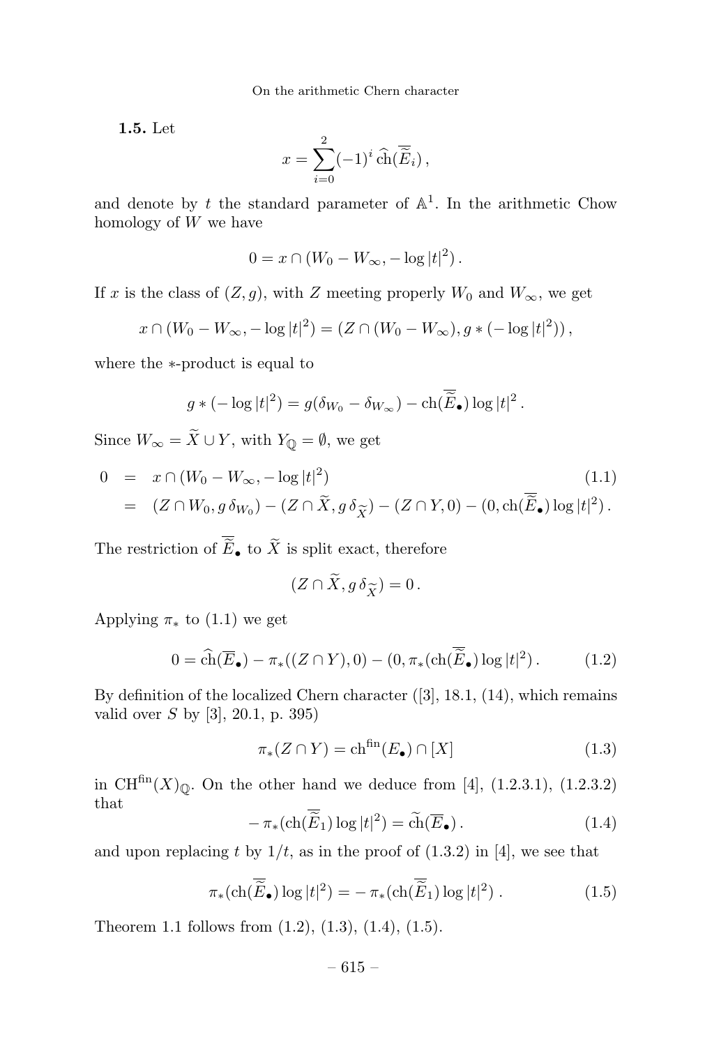**1.5.** Let

$$x = \sum_{i=0}^{2} (-1)^i \, \widehat{\mathrm{ch}}(\overline{\overline{E}}_i)\,,$$

and denote by $t$ the standard parameter of $\mathbb{A}^1$. In the arithmetic Chow homology of $W$ we have

$$0 = x \cap (W_0 - W_\infty, -\log|t|^2)\,.$$

If $x$ is the class of $(Z,g)$, with $Z$ meeting properly $W_0$ and $W_\infty$, we get

$$x \cap (W_0 - W_\infty, -\log|t|^2) = (Z \cap (W_0 - W_\infty), g * (-\log|t|^2))\,,$$

where the $*$-product is equal to

$$g * (-\log|t|^2) = g(\delta_{W_0} - \delta_{W_\infty}) - \mathrm{ch}(\overline{\overline{E}}_\bullet)\log|t|^2\,.$$

Since $W_\infty = \widetilde{X} \cup Y$, with $Y_{\mathbb{Q}} = \emptyset$, we get

$$\begin{aligned} 0 &= x \cap (W_0 - W_\infty, -\log|t|^2) && (1.1)\\ &= (Z \cap W_0, g\,\delta_{W_0}) - (Z \cap \widetilde{X}, g\,\delta_{\widetilde{X}}) - (Z \cap Y, 0) - (0, \mathrm{ch}(\overline{\overline{E}}_\bullet)\log|t|^2)\,. \end{aligned}$$

The restriction of $\overline{\overline{E}}_\bullet$ to $\widetilde{X}$ is split exact, therefore

$$(Z \cap \widetilde{X}, g\,\delta_{\widetilde{X}}) = 0\,.$$

Applying $\pi_*$ to (1.1) we get

$$0 = \widehat{\mathrm{ch}}(\overline{E}_\bullet) - \pi_*((Z \cap Y), 0) - (0, \pi_*(\mathrm{ch}(\overline{\overline{E}}_\bullet)\log|t|^2)\,. \qquad (1.2)$$

By definition of the localized Chern character ([3], 18.1, (14), which remains valid over $S$ by [3], 20.1, p. 395)

$$\pi_*(Z \cap Y) = \mathrm{ch}^{\mathrm{fin}}(E_\bullet) \cap [X] \qquad (1.3)$$

in $\mathrm{CH}^{\mathrm{fin}}(X)_{\mathbb{Q}}$. On the other hand we deduce from [4], (1.2.3.1), (1.2.3.2) that

$$-\,\pi_*(\mathrm{ch}(\overline{\overline{E}}_1)\log|t|^2) = \widetilde{\mathrm{ch}}(\overline{E}_\bullet)\,. \qquad (1.4)$$

and upon replacing $t$ by $1/t$, as in the proof of (1.3.2) in [4], we see that

$$\pi_*(\mathrm{ch}(\overline{\overline{E}}_\bullet)\log|t|^2) = -\,\pi_*(\mathrm{ch}(\overline{\overline{E}}_1)\log|t|^2)\,. \qquad (1.5)$$

Theorem 1.1 follows from (1.2), (1.3), (1.4), (1.5).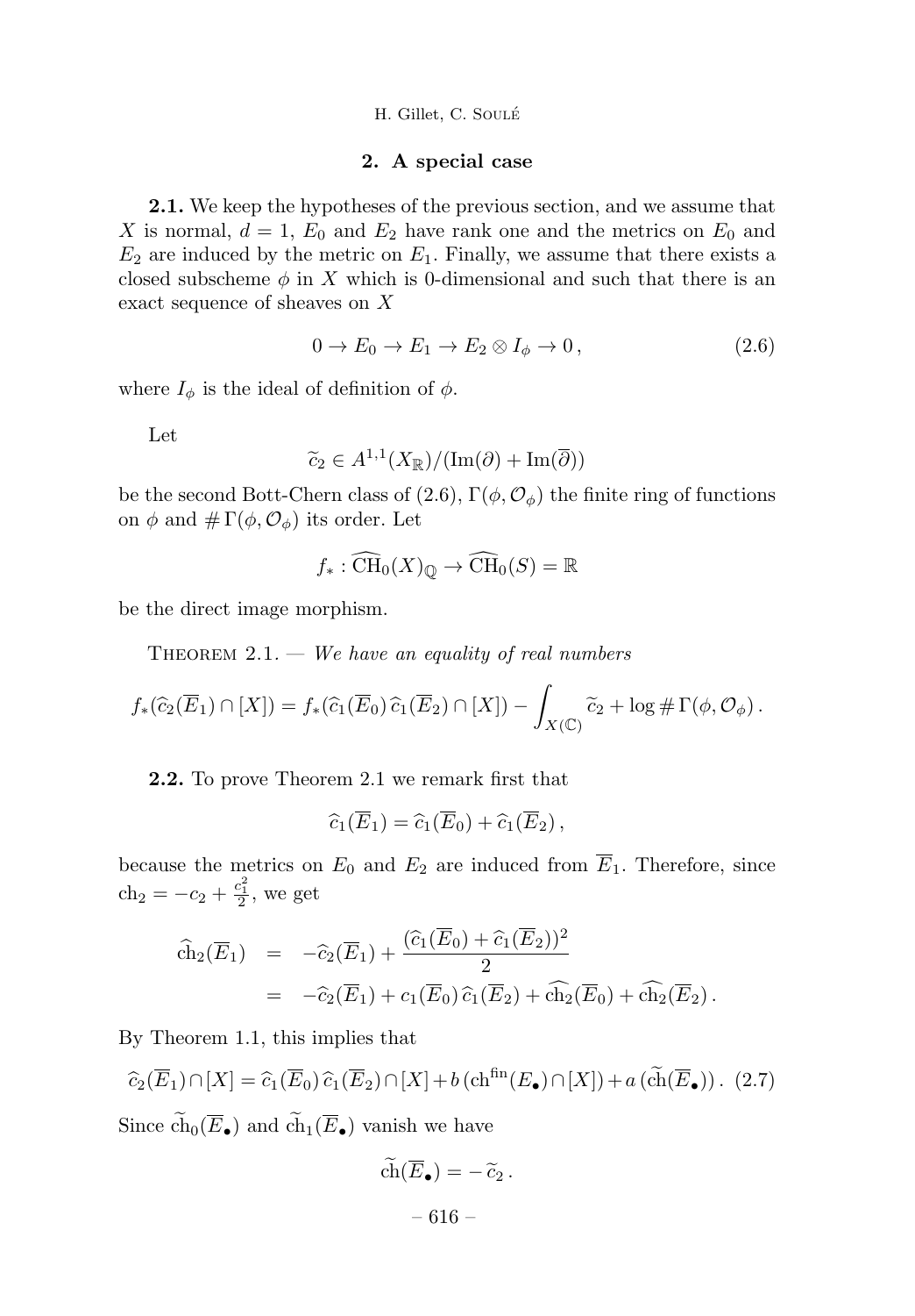## 2. A special case

**2.1.** We keep the hypotheses of the previous section, and we assume that $X$ is normal, $d = 1$, $E_0$ and $E_2$ have rank one and the metrics on $E_0$ and $E_2$ are induced by the metric on $E_1$. Finally, we assume that there exists a closed subscheme $\phi$ in $X$ which is 0-dimensional and such that there is an exact sequence of sheaves on $X$

$$0 \to E_0 \to E_1 \to E_2 \otimes I_\phi \to 0\,, \tag{2.6}$$

where $I_\phi$ is the ideal of definition of $\phi$.

Let

$$\widetilde{c}_2 \in A^{1,1}(X_{\mathbb{R}})/(\mathrm{Im}(\partial) + \mathrm{Im}(\overline{\partial}))$$

be the second Bott-Chern class of (2.6), $\Gamma(\phi, \mathcal{O}_\phi)$ the finite ring of functions on $\phi$ and $\#\,\Gamma(\phi, \mathcal{O}_\phi)$ its order. Let

$$f_* : \widehat{\mathrm{CH}}_0(X)_{\mathbb{Q}} \to \widehat{\mathrm{CH}}_0(S) = \mathbb{R}$$

be the direct image morphism.

Theorem 2.1. — *We have an equality of real numbers*

$$f_*(\widehat{c}_2(\overline{E}_1) \cap [X]) = f_*(\widehat{c}_1(\overline{E}_0)\,\widehat{c}_1(\overline{E}_2) \cap [X]) - \int_{X(\mathbb{C})} \widetilde{c}_2 + \log \#\,\Gamma(\phi, \mathcal{O}_\phi)\,.$$

**2.2.** To prove Theorem 2.1 we remark first that

$$\widehat{c}_1(\overline{E}_1) = \widehat{c}_1(\overline{E}_0) + \widehat{c}_1(\overline{E}_2)\,,$$

because the metrics on $E_0$ and $E_2$ are induced from $\overline{E}_1$. Therefore, since $\mathrm{ch}_2 = -c_2 + \frac{c_1^2}{2}$, we get

$$\begin{aligned}
\widehat{\mathrm{ch}}_2(\overline{E}_1) &= -\widehat{c}_2(\overline{E}_1) + \frac{(\widehat{c}_1(\overline{E}_0) + \widehat{c}_1(\overline{E}_2))^2}{2} \\
&= -\widehat{c}_2(\overline{E}_1) + c_1(\overline{E}_0)\,\widehat{c}_1(\overline{E}_2) + \widehat{\mathrm{ch}}_2(\overline{E}_0) + \widehat{\mathrm{ch}}_2(\overline{E}_2)\,.
\end{aligned}$$

By Theorem 1.1, this implies that

$$\widehat{c}_2(\overline{E}_1) \cap [X] = \widehat{c}_1(\overline{E}_0)\,\widehat{c}_1(\overline{E}_2) \cap [X] + b\,(\mathrm{ch}^{\mathrm{fin}}(E_\bullet) \cap [X]) + a\,(\widetilde{\mathrm{ch}}(\overline{E}_\bullet))\,. \tag{2.7}$$

Since $\widetilde{\mathrm{ch}}_0(\overline{E}_\bullet)$ and $\widetilde{\mathrm{ch}}_1(\overline{E}_\bullet)$ vanish we have

$$\widetilde{\mathrm{ch}}(\overline{E}_\bullet) = -\,\widetilde{c}_2\,.$$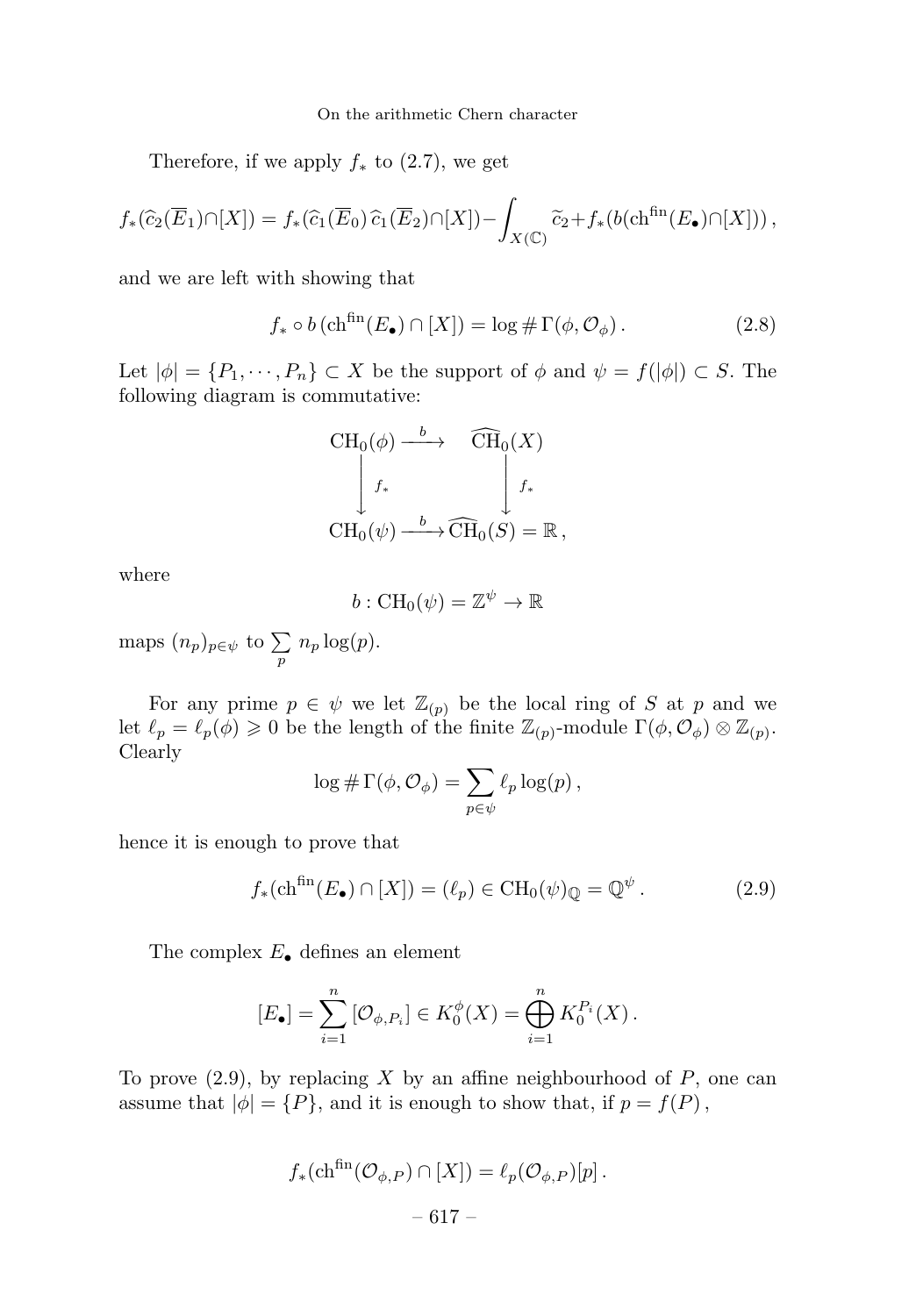Therefore, if we apply $f_*$ to (2.7), we get

$$f_*(\widehat{c}_2(\overline{E}_1)\cap[X]) = f_*(\widehat{c}_1(\overline{E}_0)\,\widehat{c}_1(\overline{E}_2)\cap[X]) - \int_{X(\mathbb{C})} \widetilde{c}_2 + f_*(b(\mathrm{ch}^{\mathrm{fin}}(E_\bullet)\cap[X]))\,,$$

and we are left with showing that

$$f_* \circ b\,(\mathrm{ch}^{\mathrm{fin}}(E_\bullet)\cap[X]) = \log \#\,\Gamma(\phi,\mathcal{O}_\phi)\,. \tag{2.8}$$

Let $|\phi| = \{P_1,\cdots,P_n\} \subset X$ be the support of $\phi$ and $\psi = f(|\phi|) \subset S$. The following diagram is commutative:

$$\begin{array}{ccc}
\mathrm{CH}_0(\phi) & \xrightarrow{\ b\ } & \widehat{\mathrm{CH}}_0(X) \\
\Big\downarrow{\scriptstyle f_*} & & \Big\downarrow{\scriptstyle f_*} \\
\mathrm{CH}_0(\psi) & \xrightarrow{\ b\ } & \widehat{\mathrm{CH}}_0(S) = \mathbb{R}\,,
\end{array}$$

where

$$b : \mathrm{CH}_0(\psi) = \mathbb{Z}^\psi \to \mathbb{R}$$

maps $(n_p)_{p\in\psi}$ to $\sum\limits_p n_p \log(p)$.

For any prime $p \in \psi$ we let $\mathbb{Z}_{(p)}$ be the local ring of $S$ at $p$ and we let $\ell_p = \ell_p(\phi) \geqslant 0$ be the length of the finite $\mathbb{Z}_{(p)}$-module $\Gamma(\phi,\mathcal{O}_\phi)\otimes\mathbb{Z}_{(p)}$. Clearly

$$\log \#\,\Gamma(\phi,\mathcal{O}_\phi) = \sum_{p\in\psi} \ell_p \log(p)\,,$$

hence it is enough to prove that

$$f_*(\mathrm{ch}^{\mathrm{fin}}(E_\bullet)\cap[X]) = (\ell_p) \in \mathrm{CH}_0(\psi)_\mathbb{Q} = \mathbb{Q}^\psi\,. \tag{2.9}$$

The complex $E_\bullet$ defines an element

$$[E_\bullet] = \sum_{i=1}^n [\mathcal{O}_{\phi,P_i}] \in K_0^\phi(X) = \bigoplus_{i=1}^n K_0^{P_i}(X)\,.$$

To prove (2.9), by replacing $X$ by an affine neighbourhood of $P$, one can assume that $|\phi| = \{P\}$, and it is enough to show that, if $p = f(P)$,

$$f_*(\mathrm{ch}^{\mathrm{fin}}(\mathcal{O}_{\phi,P})\cap[X]) = \ell_p(\mathcal{O}_{\phi,P})[p]\,.$$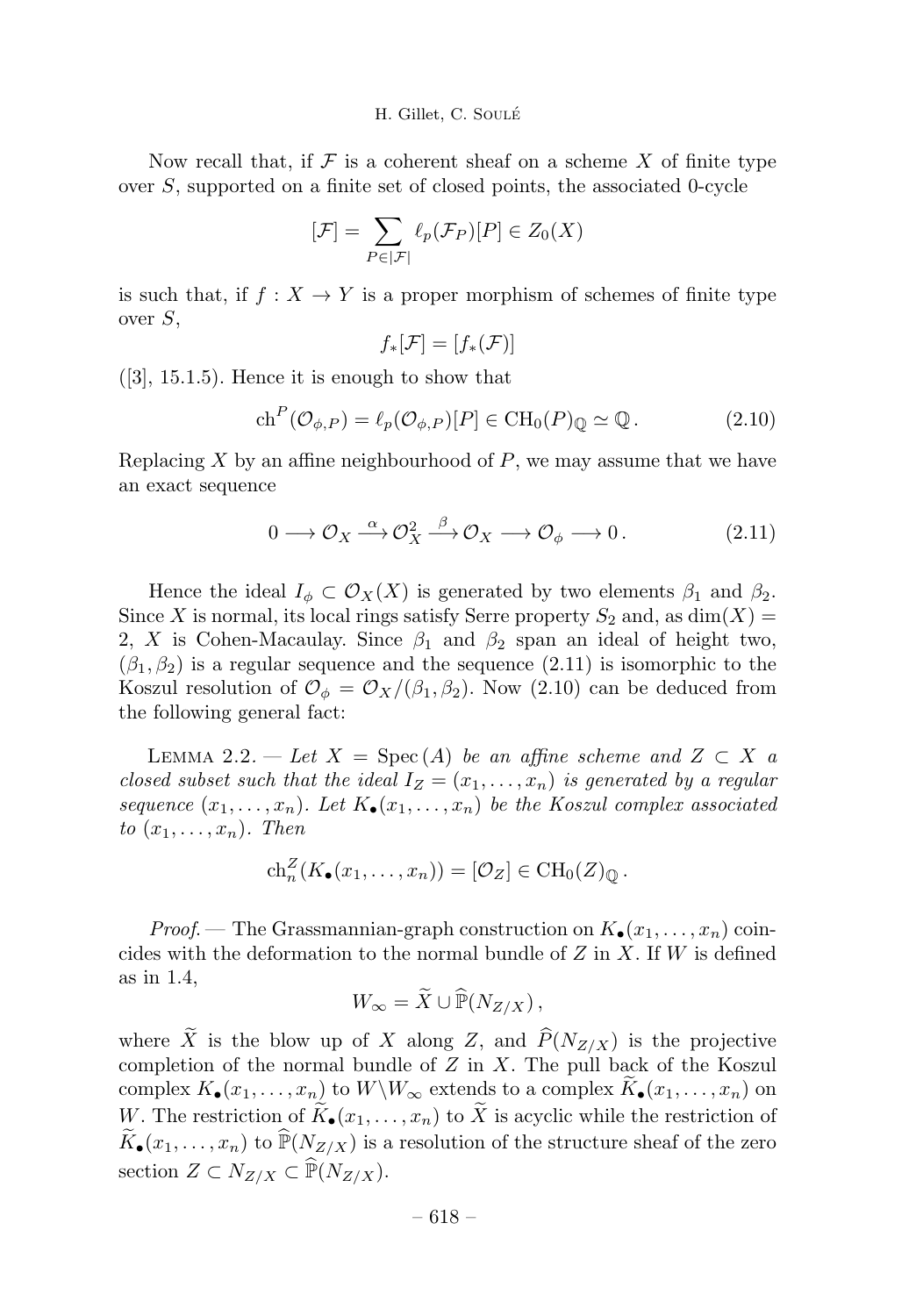Now recall that, if $\mathcal{F}$ is a coherent sheaf on a scheme $X$ of finite type over $S$, supported on a finite set of closed points, the associated 0-cycle

$$[\mathcal{F}] = \sum_{P \in |\mathcal{F}|} \ell_p(\mathcal{F}_P)[P] \in Z_0(X)$$

is such that, if $f : X \to Y$ is a proper morphism of schemes of finite type over $S$,

$$f_*[\mathcal{F}] = [f_*(\mathcal{F})]$$

([3], 15.1.5). Hence it is enough to show that

$$\mathrm{ch}^P(\mathcal{O}_{\phi,P}) = \ell_p(\mathcal{O}_{\phi,P})[P] \in \mathrm{CH}_0(P)_{\mathbb{Q}} \simeq \mathbb{Q}\,. \tag{2.10}$$

Replacing $X$ by an affine neighbourhood of $P$, we may assume that we have an exact sequence

$$0 \longrightarrow \mathcal{O}_X \xrightarrow{\alpha} \mathcal{O}_X^2 \xrightarrow{\beta} \mathcal{O}_X \longrightarrow \mathcal{O}_\phi \longrightarrow 0\,. \tag{2.11}$$

Hence the ideal $I_\phi \subset \mathcal{O}_X(X)$ is generated by two elements $\beta_1$ and $\beta_2$. Since $X$ is normal, its local rings satisfy Serre property $S_2$ and, as $\dim(X) = 2$, $X$ is Cohen-Macaulay. Since $\beta_1$ and $\beta_2$ span an ideal of height two, $(\beta_1, \beta_2)$ is a regular sequence and the sequence (2.11) is isomorphic to the Koszul resolution of $\mathcal{O}_\phi = \mathcal{O}_X/(\beta_1, \beta_2)$. Now (2.10) can be deduced from the following general fact:

LEMMA 2.2. — *Let $X = \mathrm{Spec}\,(A)$ be an affine scheme and $Z \subset X$ a closed subset such that the ideal $I_Z = (x_1, \dots, x_n)$ is generated by a regular sequence $(x_1, \dots, x_n)$. Let $K_\bullet(x_1, \dots, x_n)$ be the Koszul complex associated to $(x_1, \dots, x_n)$. Then*

$$\mathrm{ch}_n^Z(K_\bullet(x_1, \dots, x_n)) = [\mathcal{O}_Z] \in \mathrm{CH}_0(Z)_{\mathbb{Q}}\,.$$

*Proof.* — The Grassmannian-graph construction on $K_\bullet(x_1, \dots, x_n)$ coincides with the deformation to the normal bundle of $Z$ in $X$. If $W$ is defined as in 1.4,

$$W_\infty = \widetilde{X} \cup \widehat{\mathbb{P}}(N_{Z/X})\,,$$

where $\widetilde{X}$ is the blow up of $X$ along $Z$, and $\widehat{P}(N_{Z/X})$ is the projective completion of the normal bundle of $Z$ in $X$. The pull back of the Koszul complex $K_\bullet(x_1, \dots, x_n)$ to $W \backslash W_\infty$ extends to a complex $\widetilde{K}_\bullet(x_1, \dots, x_n)$ on $W$. The restriction of $\widetilde{K}_\bullet(x_1, \dots, x_n)$ to $\widetilde{X}$ is acyclic while the restriction of $\widetilde{K}_\bullet(x_1, \dots, x_n)$ to $\widehat{\mathbb{P}}(N_{Z/X})$ is a resolution of the structure sheaf of the zero section $Z \subset N_{Z/X} \subset \widehat{\mathbb{P}}(N_{Z/X})$.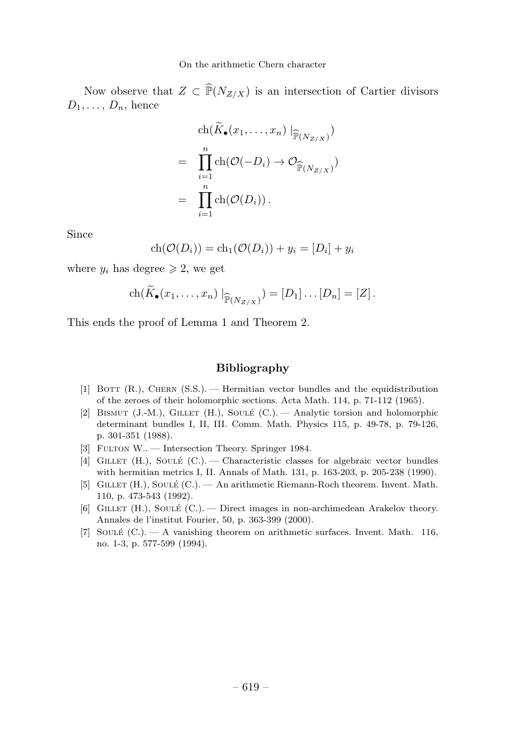Now observe that $Z \subset \widehat{\mathbb{P}}(N_{Z/X})$ is an intersection of Cartier divisors $D_1, \ldots, D_n$, hence

$$
\begin{aligned}
& \operatorname{ch}(\widetilde{K}_\bullet(x_1, \ldots, x_n) \mid_{\widehat{\mathbb{P}}(N_{Z/X})}) \\
= & \prod_{i=1}^{n} \operatorname{ch}(\mathcal{O}(-D_i) \to \mathcal{O}_{\widehat{\mathbb{P}}(N_{Z/X})}) \\
= & \prod_{i=1}^{n} \operatorname{ch}(\mathcal{O}(D_i)) \, .
\end{aligned}
$$

Since

$$
\operatorname{ch}(\mathcal{O}(D_i)) = \operatorname{ch}_1(\mathcal{O}(D_i)) + y_i = [D_i] + y_i
$$

where $y_i$ has degree $\geqslant 2$, we get

$$
\operatorname{ch}(\widetilde{K}_\bullet(x_1, \ldots, x_n) \mid_{\widehat{\mathbb{P}}(N_{Z/X})}) = [D_1] \ldots [D_n] = [Z] \, .
$$

This ends the proof of Lemma 1 and Theorem 2.

## Bibliography

[1] Bott (R.), Chern (S.S.). — Hermitian vector bundles and the equidistribution of the zeroes of their holomorphic sections. Acta Math. 114, p. 71-112 (1965).

[2] Bismut (J.-M.), Gillet (H.), Soulé (C.). — Analytic torsion and holomorphic determinant bundles I, II, III. Comm. Math. Physics 115, p. 49-78, p. 79-126, p. 301-351 (1988).

[3] Fulton W.. — Intersection Theory. Springer 1984.

[4] Gillet (H.), Soulé (C.). — Characteristic classes for algebraic vector bundles with hermitian metrics I, II. Annals of Math. 131, p. 163-203, p. 205-238 (1990).

[5] Gillet (H.), Soulé (C.). — An arithmetic Riemann-Roch theorem. Invent. Math. 110, p. 473-543 (1992).

[6] Gillet (H.), Soulé (C.). — Direct images in non-archimedean Arakelov theory. Annales de l'institut Fourier, 50, p. 363-399 (2000).

[7] Soulé (C.). — A vanishing theorem on arithmetic surfaces. Invent. Math. 116, no. 1-3, p. 577-599 (1994).